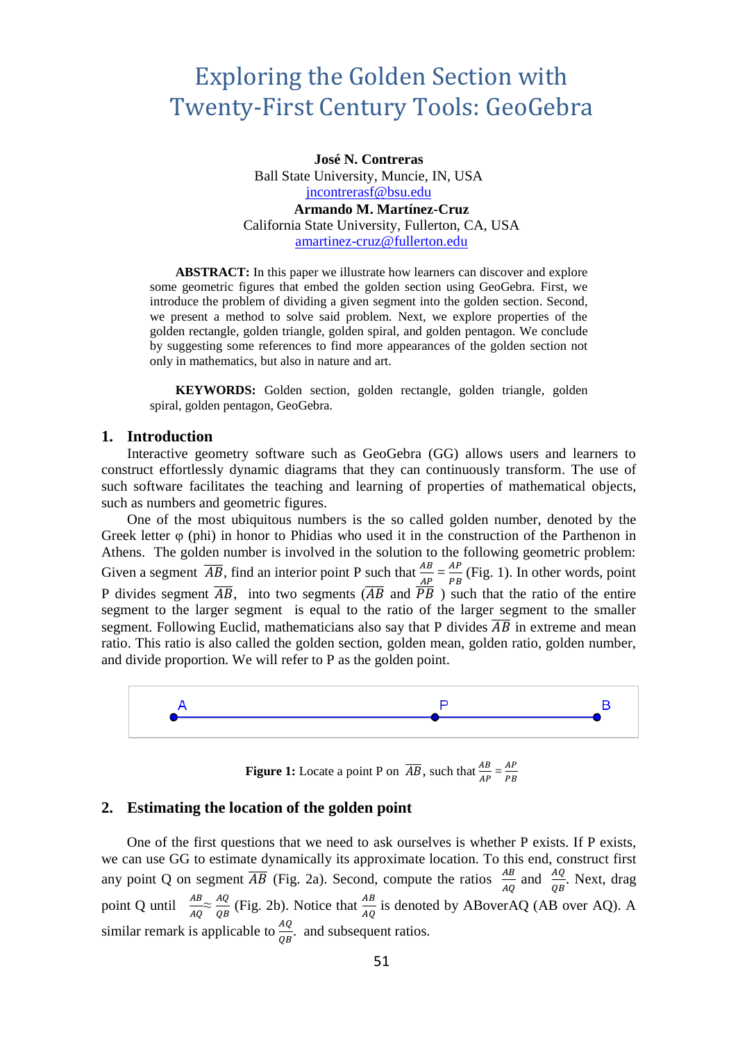# Exploring the Golden Section with Twenty-First Century Tools: GeoGebra

**José N. Contreras**
Ball State University, Muncie, IN, USA
jncontrerasf@bsu.edu

**Armando M. Martínez-Cruz**
California State University, Fullerton, CA, USA
amartinez-cruz@fullerton.edu

**ABSTRACT:** In this paper we illustrate how learners can discover and explore some geometric figures that embed the golden section using GeoGebra. First, we introduce the problem of dividing a given segment into the golden section. Second, we present a method to solve said problem. Next, we explore properties of the golden rectangle, golden triangle, golden spiral, and golden pentagon. We conclude by suggesting some references to find more appearances of the golden section not only in mathematics, but also in nature and art.

**KEYWORDS:** Golden section, golden rectangle, golden triangle, golden spiral, golden pentagon, GeoGebra.

## 1. Introduction

Interactive geometry software such as GeoGebra (GG) allows users and learners to construct effortlessly dynamic diagrams that they can continuously transform. The use of such software facilitates the teaching and learning of properties of mathematical objects, such as numbers and geometric figures.

One of the most ubiquitous numbers is the so called golden number, denoted by the Greek letter φ (phi) in honor to Phidias who used it in the construction of the Parthenon in Athens. The golden number is involved in the solution to the following geometric problem: Given a segment $\overline{AB}$, find an interior point P such that $\frac{AB}{AP} = \frac{AP}{PB}$ (Fig. 1). In other words, point P divides segment $\overline{AB}$, into two segments ($\overline{AB}$ and $\overline{PB}$ ) such that the ratio of the entire segment to the larger segment is equal to the ratio of the larger segment to the smaller segment. Following Euclid, mathematicians also say that P divides $\overline{AB}$ in extreme and mean ratio. This ratio is also called the golden section, golden mean, golden ratio, golden number, and divide proportion. We will refer to P as the golden point.

A P B

**Figure 1:** Locate a point P on $\overline{AB}$, such that $\frac{AB}{AP} = \frac{AP}{PB}$

## 2. Estimating the location of the golden point

One of the first questions that we need to ask ourselves is whether P exists. If P exists, we can use GG to estimate dynamically its approximate location. To this end, construct first any point Q on segment $\overline{AB}$ (Fig. 2a). Second, compute the ratios $\frac{AB}{AQ}$ and $\frac{AQ}{QB}$. Next, drag point Q until $\frac{AB}{AQ} \approx \frac{AQ}{QB}$ (Fig. 2b). Notice that $\frac{AB}{AQ}$ is denoted by ABoverAQ (AB over AQ). A similar remark is applicable to $\frac{AQ}{QB}$. and subsequent ratios.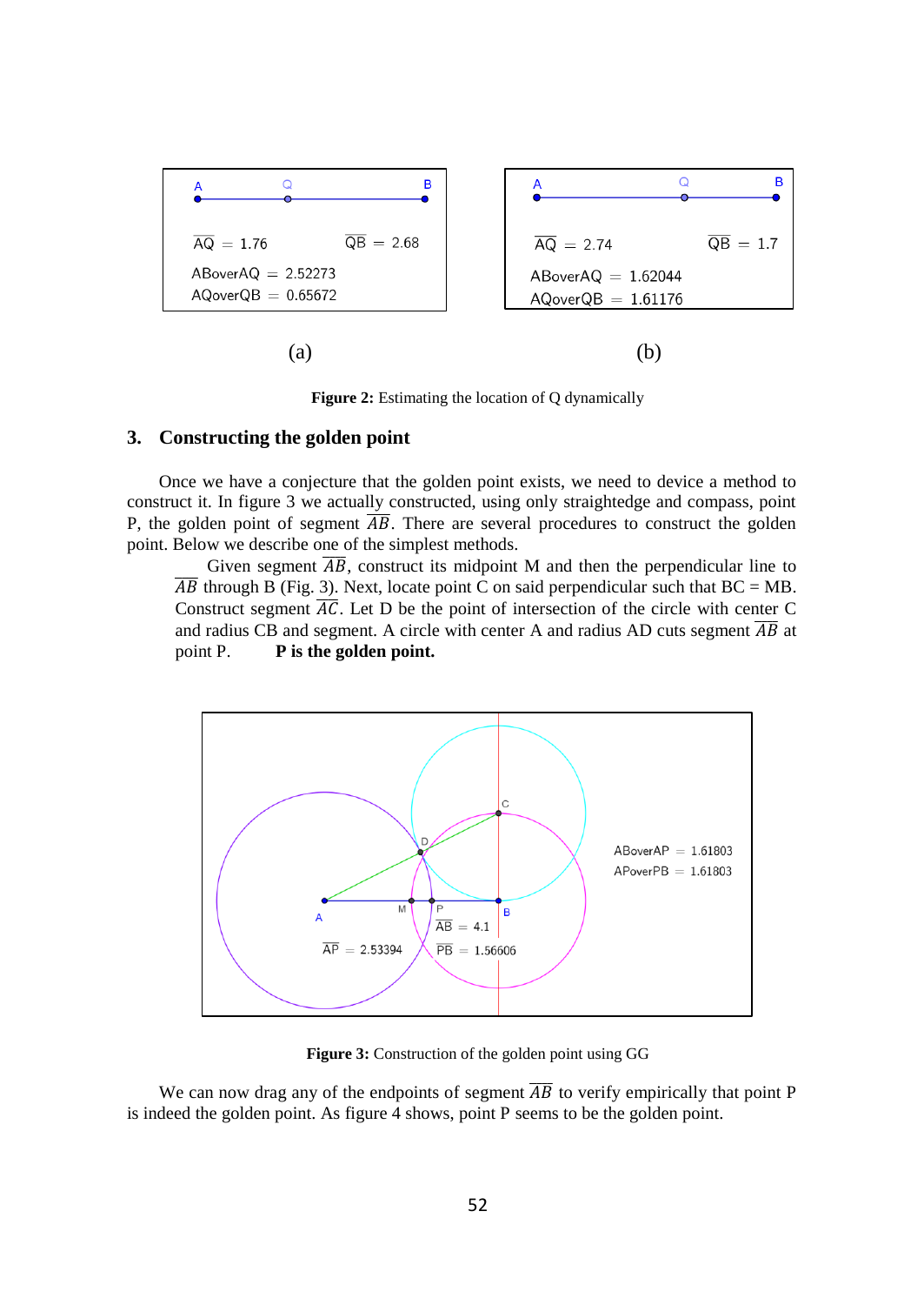(a) (b)

**Figure 2:** Estimating the location of Q dynamically

## 3. Constructing the golden point

Once we have a conjecture that the golden point exists, we need to device a method to construct it. In figure 3 we actually constructed, using only straightedge and compass, point P, the golden point of segment $\overline{AB}$. There are several procedures to construct the golden point. Below we describe one of the simplest methods.

Given segment $\overline{AB}$, construct its midpoint M and then the perpendicular line to $\overline{AB}$ through B (Fig. 3). Next, locate point C on said perpendicular such that BC = MB. Construct segment $\overline{AC}$. Let D be the point of intersection of the circle with center C and radius CB and segment. A circle with center A and radius AD cuts segment $\overline{AB}$ at point P. **P is the golden point.**

**Figure 3:** Construction of the golden point using GG

We can now drag any of the endpoints of segment $\overline{AB}$ to verify empirically that point P is indeed the golden point. As figure 4 shows, point P seems to be the golden point.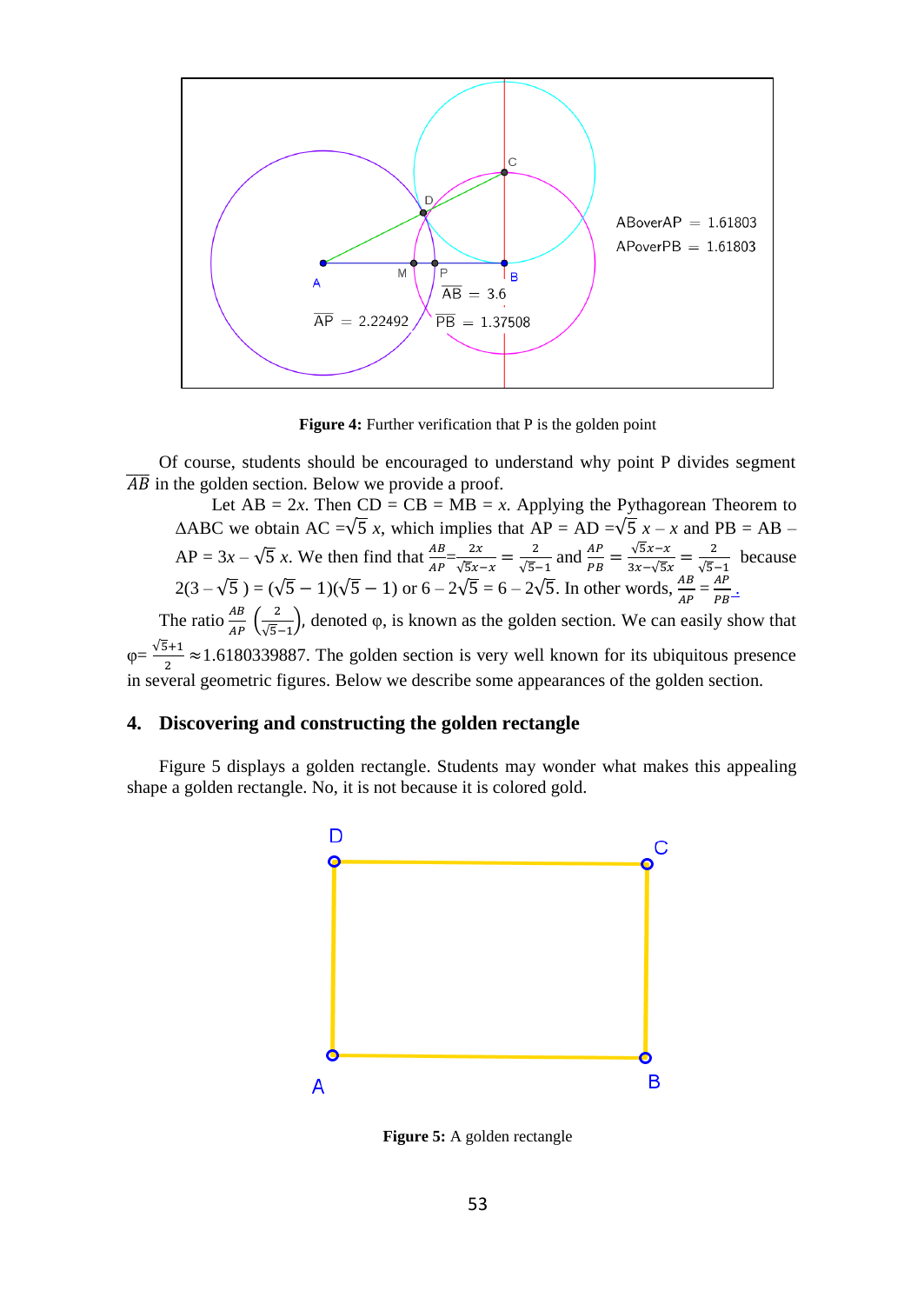**Figure 4:** Further verification that P is the golden point

Of course, students should be encouraged to understand why point P divides segment $\overline{AB}$ in the golden section. Below we provide a proof.

Let AB = $2x$. Then CD = CB = MB = $x$. Applying the Pythagorean Theorem to ΔABC we obtain AC $=\sqrt{5}\,x$, which implies that AP = AD $=\sqrt{5}\,x - x$ and PB = AB – AP = $3x - \sqrt{5}\,x$. We then find that $\frac{AB}{AP} = \frac{2x}{\sqrt{5}x - x} = \frac{2}{\sqrt{5}-1}$ and $\frac{AP}{PB} = \frac{\sqrt{5}x - x}{3x - \sqrt{5}x} = \frac{2}{\sqrt{5}-1}$ because $2(3 - \sqrt{5}) = (\sqrt{5} - 1)(\sqrt{5} - 1)$ or $6 - 2\sqrt{5} = 6 - 2\sqrt{5}$. In other words, $\frac{AB}{AP} = \frac{AP}{PB}$.

The ratio $\frac{AB}{AP}$ $\left(\frac{2}{\sqrt{5}-1}\right)$, denoted φ, is known as the golden section. We can easily show that $\varphi = \frac{\sqrt{5}+1}{2} \approx 1.6180339887$. The golden section is very well known for its ubiquitous presence in several geometric figures. Below we describe some appearances of the golden section.

## 4. Discovering and constructing the golden rectangle

Figure 5 displays a golden rectangle. Students may wonder what makes this appealing shape a golden rectangle. No, it is not because it is colored gold.

**Figure 5:** A golden rectangle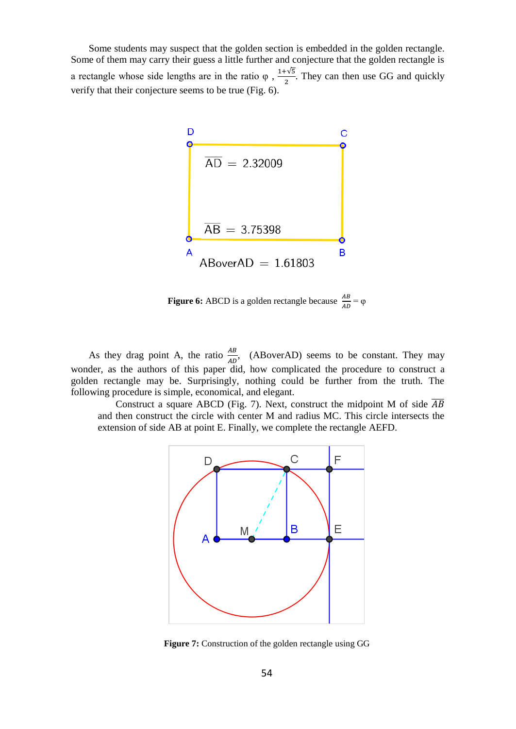Some students may suspect that the golden section is embedded in the golden rectangle. Some of them may carry their guess a little further and conjecture that the golden rectangle is a rectangle whose side lengths are in the ratio φ , $\frac{1+\sqrt{5}}{2}$. They can then use GG and quickly verify that their conjecture seems to be true (Fig. 6).

**Figure 6:** ABCD is a golden rectangle because $\frac{AB}{AD} = \varphi$

As they drag point A, the ratio $\frac{AB}{AD}$, (ABoverAD) seems to be constant. They may wonder, as the authors of this paper did, how complicated the procedure to construct a golden rectangle may be. Surprisingly, nothing could be further from the truth. The following procedure is simple, economical, and elegant.

> Construct a square ABCD (Fig. 7). Next, construct the midpoint M of side $\overline{AB}$ and then construct the circle with center M and radius MC. This circle intersects the extension of side AB at point E. Finally, we complete the rectangle AEFD.

**Figure 7:** Construction of the golden rectangle using GG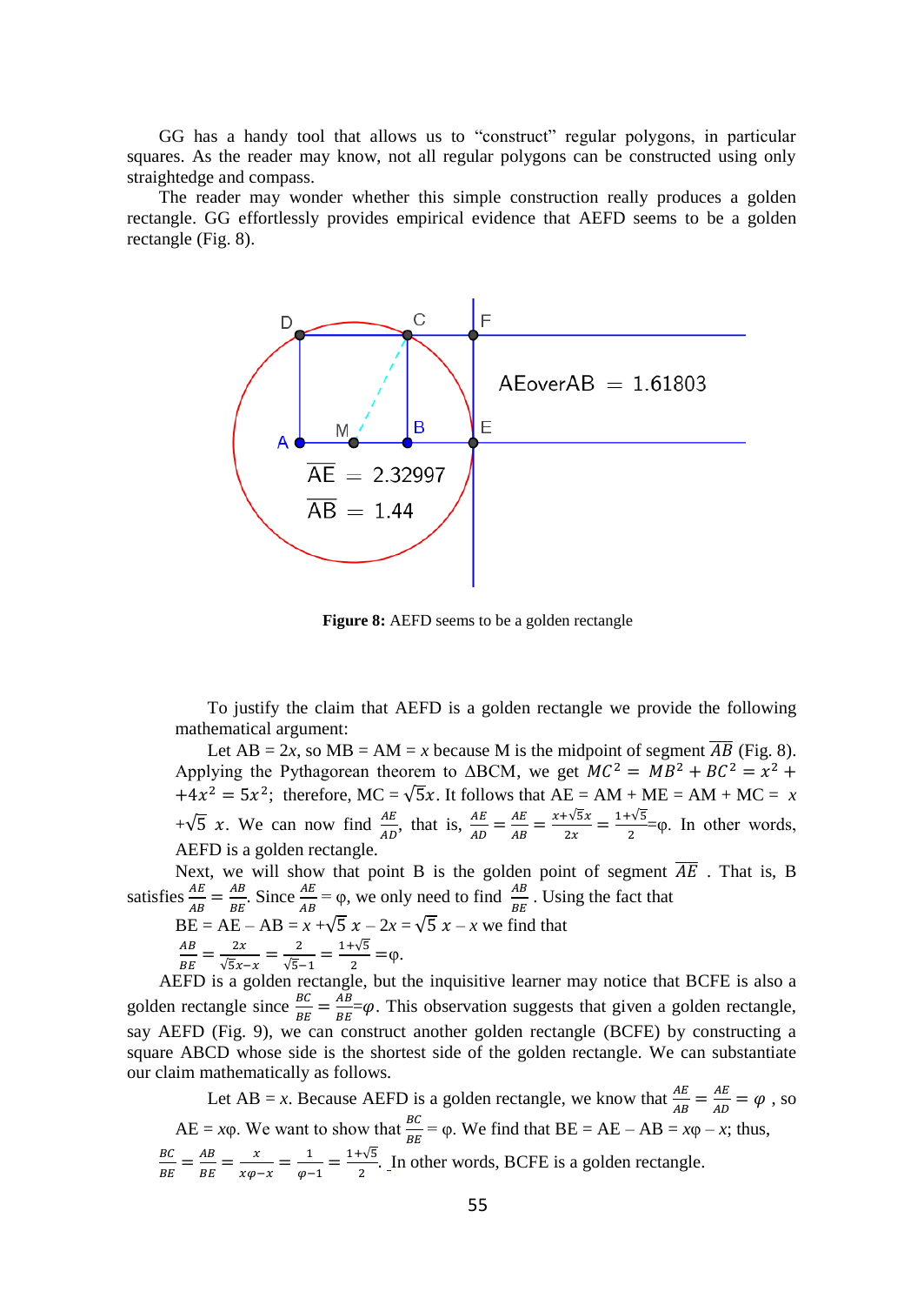GG has a handy tool that allows us to "construct" regular polygons, in particular squares. As the reader may know, not all regular polygons can be constructed using only straightedge and compass.

The reader may wonder whether this simple construction really produces a golden rectangle. GG effortlessly provides empirical evidence that AEFD seems to be a golden rectangle (Fig. 8).

**Figure 8:** AEFD seems to be a golden rectangle

To justify the claim that AEFD is a golden rectangle we provide the following mathematical argument:

Let AB = $2x$, so MB = AM = $x$ because M is the midpoint of segment $\overline{AB}$ (Fig. 8). Applying the Pythagorean theorem to ΔBCM, we get $MC^2 = MB^2 + BC^2 = x^2 + +4x^2 = 5x^2$; therefore, MC = $\sqrt{5}x$. It follows that AE = AM + ME = AM + MC = $x + \sqrt{5}\ x$. We can now find $\frac{AE}{AD}$, that is, $\frac{AE}{AD} = \frac{AE}{AB} = \frac{x+\sqrt{5}x}{2x} = \frac{1+\sqrt{5}}{2}$=φ. In other words, AEFD is a golden rectangle.

Next, we will show that point B is the golden point of segment $\overline{AE}$ . That is, B satisfies $\frac{AE}{AB} = \frac{AB}{BE}$. Since $\frac{AE}{AB}$ = φ, we only need to find $\frac{AB}{BE}$ . Using the fact that BE = AE – AB = $x + \sqrt{5}\ x - 2x = \sqrt{5}\ x - x$ we find that $\frac{AB}{BE} = \frac{2x}{\sqrt{5}x - x} = \frac{2}{\sqrt{5}-1} = \frac{1+\sqrt{5}}{2}$ =φ.

AEFD is a golden rectangle, but the inquisitive learner may notice that BCFE is also a golden rectangle since $\frac{BC}{BE} = \frac{AB}{BE} = \varphi$. This observation suggests that given a golden rectangle, say AEFD (Fig. 9), we can construct another golden rectangle (BCFE) by constructing a square ABCD whose side is the shortest side of the golden rectangle. We can substantiate our claim mathematically as follows.

Let AB = $x$. Because AEFD is a golden rectangle, we know that $\frac{AE}{AB} = \frac{AE}{AD} = \varphi$ , so AE = $x\varphi$. We want to show that $\frac{BC}{BE}$ = φ. We find that BE = AE – AB = $x\varphi - x$; thus, $\frac{BC}{BE} = \frac{AB}{BE} = \frac{x}{x\varphi - x} = \frac{1}{\varphi - 1} = \frac{1+\sqrt{5}}{2}$. In other words, BCFE is a golden rectangle.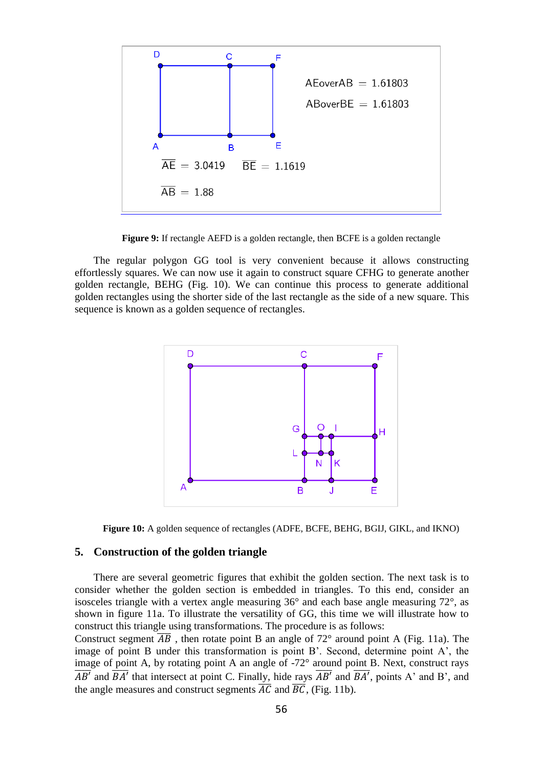**Figure 9:** If rectangle AEFD is a golden rectangle, then BCFE is a golden rectangle

The regular polygon GG tool is very convenient because it allows constructing effortlessly squares. We can now use it again to construct square CFHG to generate another golden rectangle, BEHG (Fig. 10). We can continue this process to generate additional golden rectangles using the shorter side of the last rectangle as the side of a new square. This sequence is known as a golden sequence of rectangles.

**Figure 10:** A golden sequence of rectangles (ADFE, BCFE, BEHG, BGIJ, GIKL, and IKNO)

## 5. Construction of the golden triangle

There are several geometric figures that exhibit the golden section. The next task is to consider whether the golden section is embedded in triangles. To this end, consider an isosceles triangle with a vertex angle measuring 36° and each base angle measuring 72°, as shown in figure 11a. To illustrate the versatility of GG, this time we will illustrate how to construct this triangle using transformations. The procedure is as follows:
Construct segment $\overline{AB}$ , then rotate point B an angle of 72° around point A (Fig. 11a). The image of point B under this transformation is point B'. Second, determine point A', the image of point A, by rotating point A an angle of -72° around point B. Next, construct rays $\overline{AB'}$ and $\overline{BA'}$ that intersect at point C. Finally, hide rays $\overline{AB'}$ and $\overline{BA'}$, points A' and B', and the angle measures and construct segments $\overline{AC}$ and $\overline{BC}$, (Fig. 11b).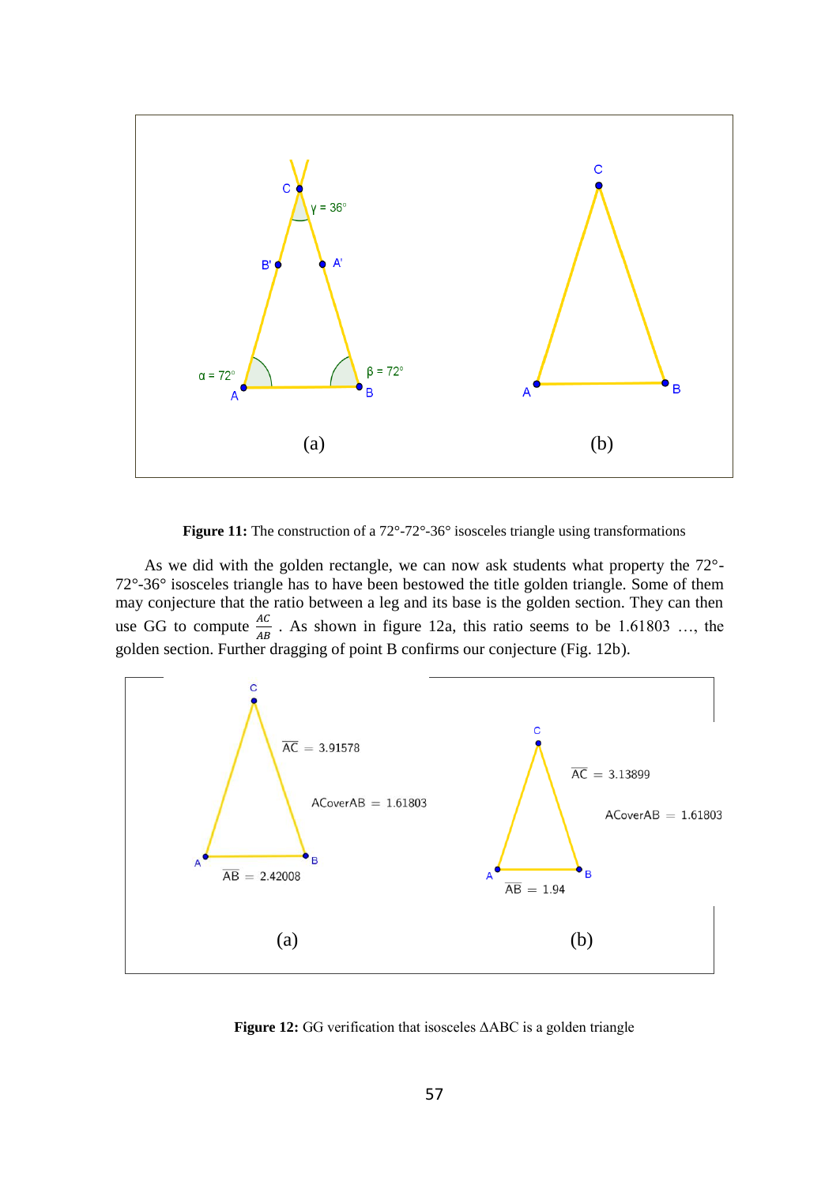**Figure 11:** The construction of a 72°-72°-36° isosceles triangle using transformations

As we did with the golden rectangle, we can now ask students what property the 72°-72°-36° isosceles triangle has to have been bestowed the title golden triangle. Some of them may conjecture that the ratio between a leg and its base is the golden section. They can then use GG to compute $\frac{AC}{AB}$ . As shown in figure 12a, this ratio seems to be 1.61803 …, the golden section. Further dragging of point B confirms our conjecture (Fig. 12b).

**Figure 12:** GG verification that isosceles ΔABC is a golden triangle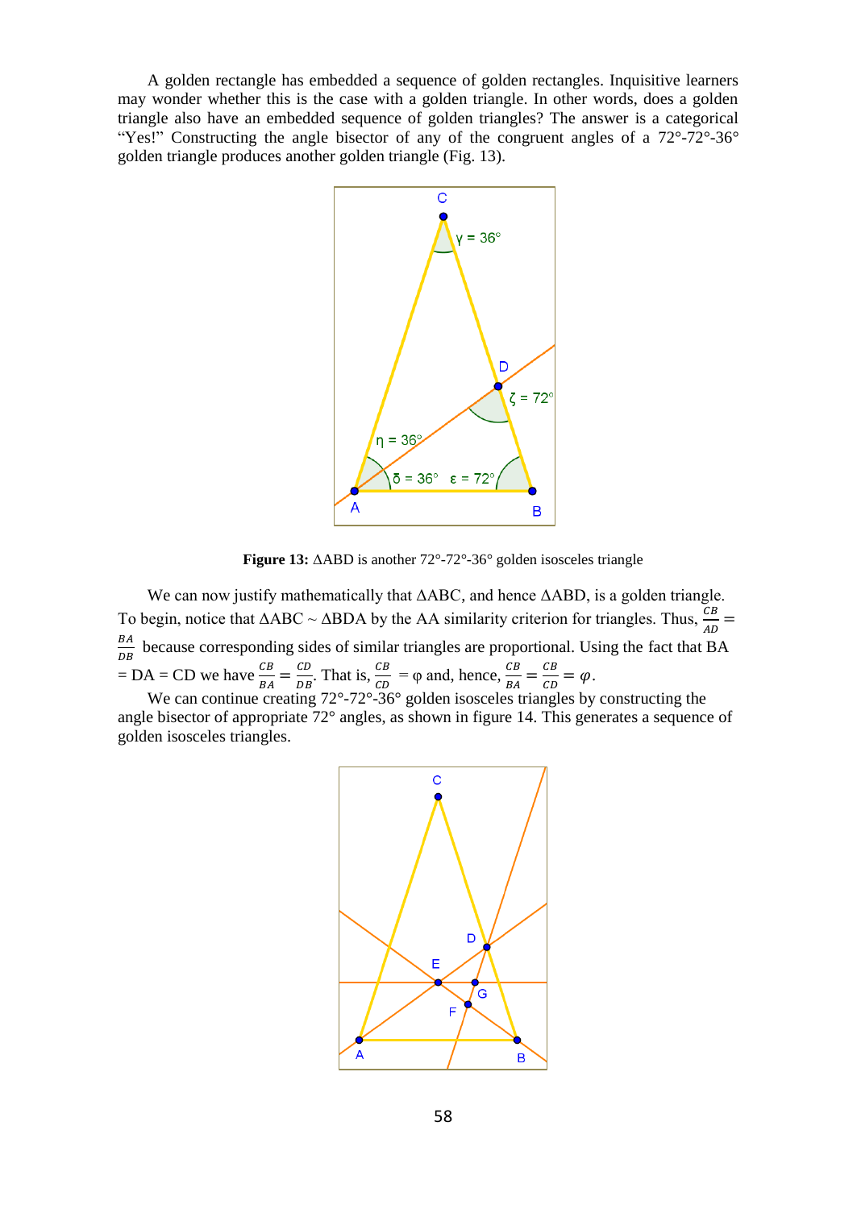A golden rectangle has embedded a sequence of golden rectangles. Inquisitive learners may wonder whether this is the case with a golden triangle. In other words, does a golden triangle also have an embedded sequence of golden triangles? The answer is a categorical "Yes!" Constructing the angle bisector of any of the congruent angles of a 72°-72°-36° golden triangle produces another golden triangle (Fig. 13).

**Figure 13:** ΔABD is another 72°-72°-36° golden isosceles triangle

We can now justify mathematically that ΔABC, and hence ΔABD, is a golden triangle. To begin, notice that ΔABC ~ ΔBDA by the AA similarity criterion for triangles. Thus, $\frac{CB}{AD} = \frac{BA}{DB}$ because corresponding sides of similar triangles are proportional. Using the fact that BA = DA = CD we have $\frac{CB}{BA} = \frac{CD}{DB}$. That is, $\frac{CB}{CD} = \varphi$ and, hence, $\frac{CB}{BA} = \frac{CB}{CD} = \varphi$.

We can continue creating 72°-72°-36° golden isosceles triangles by constructing the angle bisector of appropriate 72° angles, as shown in figure 14. This generates a sequence of golden isosceles triangles.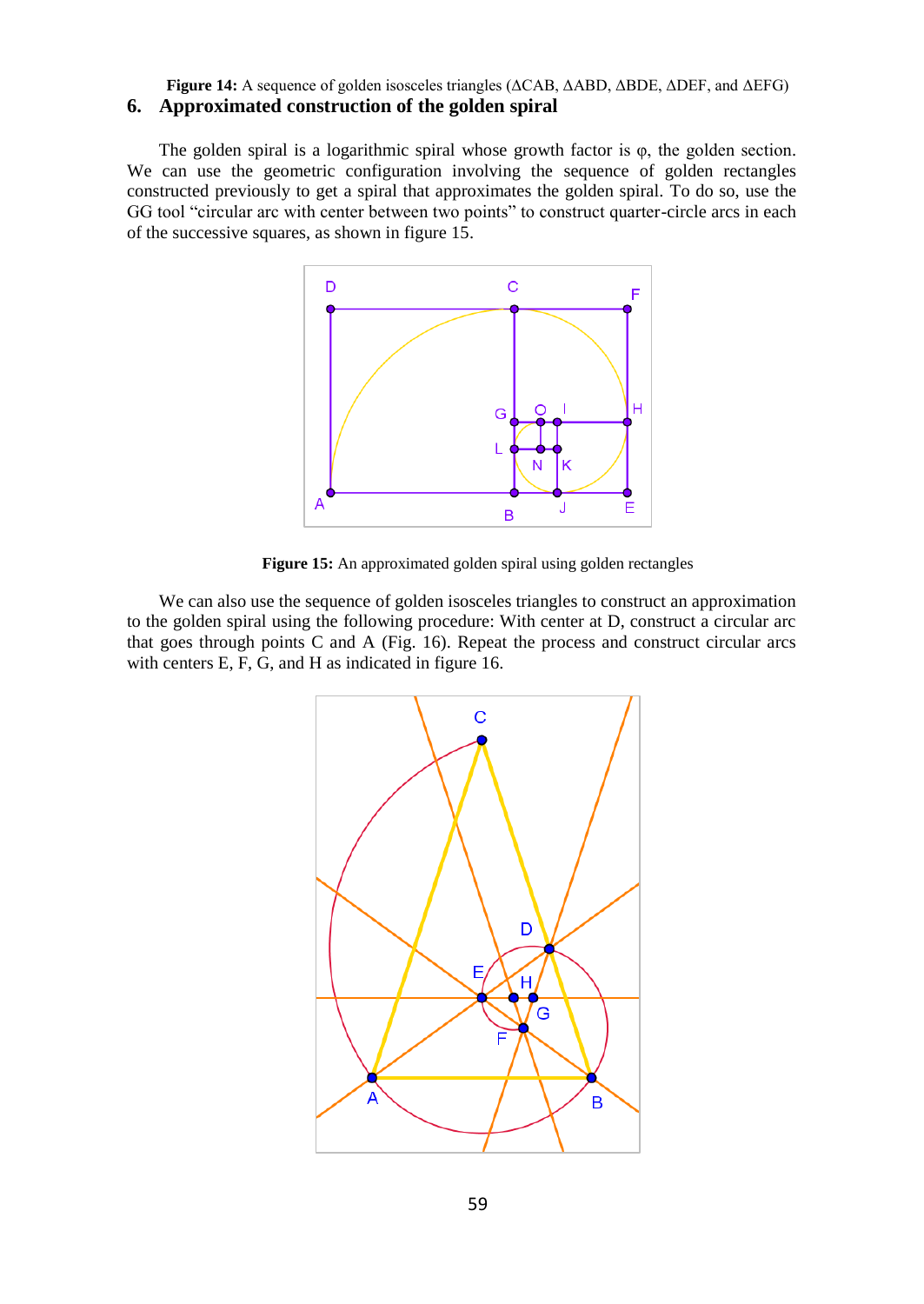**Figure 14:** A sequence of golden isosceles triangles (ΔCAB, ΔABD, ΔBDE, ΔDEF, and ΔEFG)

## 6. Approximated construction of the golden spiral

The golden spiral is a logarithmic spiral whose growth factor is φ, the golden section. We can use the geometric configuration involving the sequence of golden rectangles constructed previously to get a spiral that approximates the golden spiral. To do so, use the GG tool "circular arc with center between two points" to construct quarter-circle arcs in each of the successive squares, as shown in figure 15.

**Figure 15:** An approximated golden spiral using golden rectangles

We can also use the sequence of golden isosceles triangles to construct an approximation to the golden spiral using the following procedure: With center at D, construct a circular arc that goes through points C and A (Fig. 16). Repeat the process and construct circular arcs with centers E, F, G, and H as indicated in figure 16.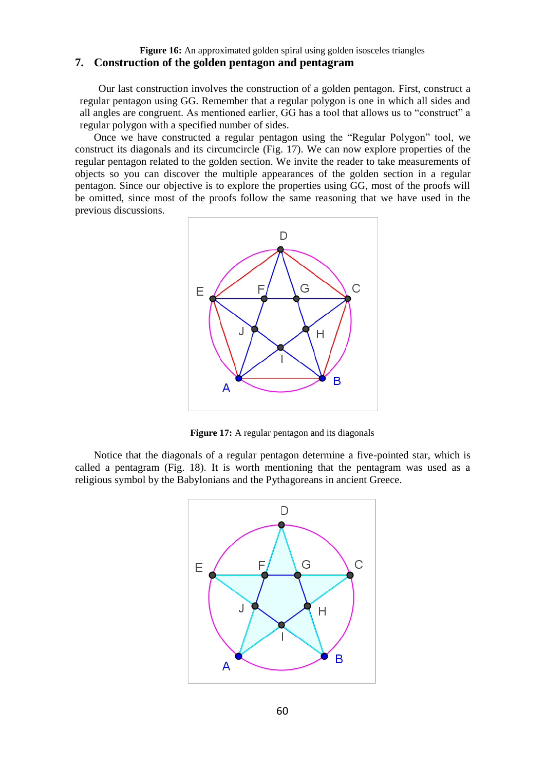**Figure 16:** An approximated golden spiral using golden isosceles triangles

## 7. Construction of the golden pentagon and pentagram

Our last construction involves the construction of a golden pentagon. First, construct a regular pentagon using GG. Remember that a regular polygon is one in which all sides and all angles are congruent. As mentioned earlier, GG has a tool that allows us to "construct" a regular polygon with a specified number of sides.

Once we have constructed a regular pentagon using the "Regular Polygon" tool, we construct its diagonals and its circumcircle (Fig. 17). We can now explore properties of the regular pentagon related to the golden section. We invite the reader to take measurements of objects so you can discover the multiple appearances of the golden section in a regular pentagon. Since our objective is to explore the properties using GG, most of the proofs will be omitted, since most of the proofs follow the same reasoning that we have used in the previous discussions.

**Figure 17:** A regular pentagon and its diagonals

Notice that the diagonals of a regular pentagon determine a five-pointed star, which is called a pentagram (Fig. 18). It is worth mentioning that the pentagram was used as a religious symbol by the Babylonians and the Pythagoreans in ancient Greece.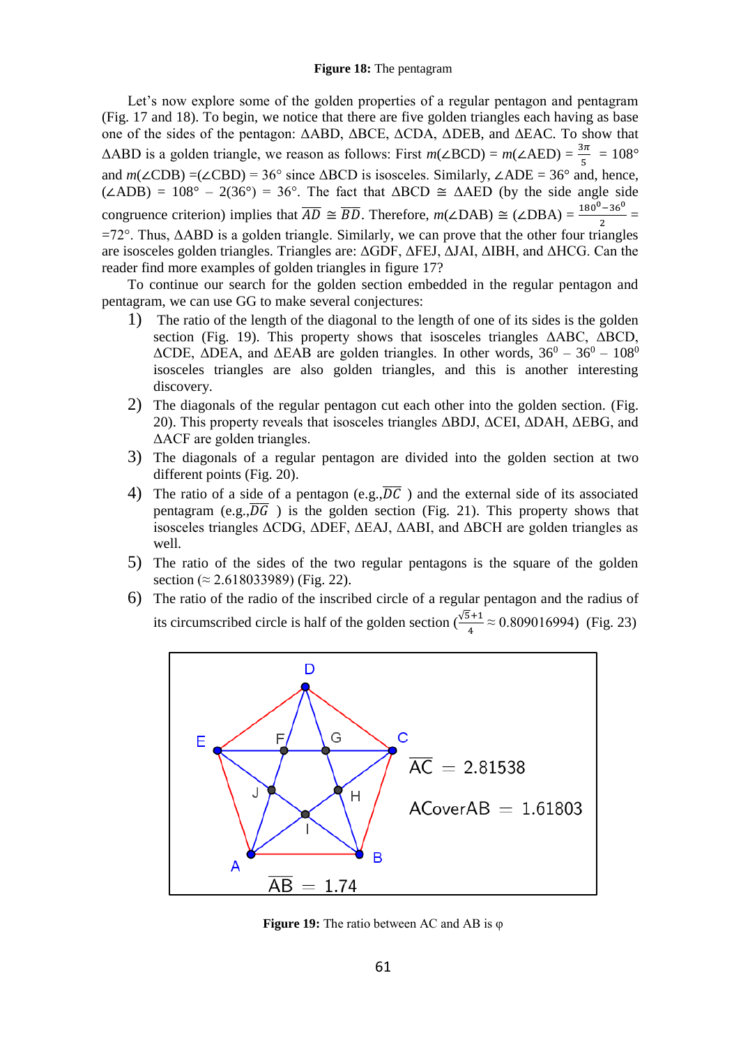**Figure 18:** The pentagram

Let's now explore some of the golden properties of a regular pentagon and pentagram (Fig. 17 and 18). To begin, we notice that there are five golden triangles each having as base one of the sides of the pentagon: ΔABD, ΔBCE, ΔCDA, ΔDEB, and ΔEAC. To show that ΔABD is a golden triangle, we reason as follows: First $m(\angle BCD) = m(\angle AED) = \frac{3\pi}{5} = 108°$ and $m(\angle CDB) = (\angle CBD) = 36°$ since ΔBCD is isosceles. Similarly, $\angle ADE = 36°$ and, hence, $(\angle ADB) = 108° - 2(36°) = 36°$. The fact that $\Delta BCD \cong \Delta AED$ (by the side angle side congruence criterion) implies that $\overline{AD} \cong \overline{BD}$. Therefore, $m(\angle DAB) \cong (\angle DBA) = \frac{180^0 - 36^0}{2} =$ $=72°$. Thus, ΔABD is a golden triangle. Similarly, we can prove that the other four triangles are isosceles golden triangles. Triangles are: ΔGDF, ΔFEJ, ΔJAI, ΔIBH, and ΔHCG. Can the reader find more examples of golden triangles in figure 17?

To continue our search for the golden section embedded in the regular pentagon and pentagram, we can use GG to make several conjectures:

1) The ratio of the length of the diagonal to the length of one of its sides is the golden section (Fig. 19). This property shows that isosceles triangles ΔABC, ΔBCD, ΔCDE, ΔDEA, and ΔEAB are golden triangles. In other words, $36^0 - 36^0 - 108^0$ isosceles triangles are also golden triangles, and this is another interesting discovery.
2) The diagonals of the regular pentagon cut each other into the golden section. (Fig. 20). This property reveals that isosceles triangles ΔBDJ, ΔCEI, ΔDAH, ΔEBG, and ΔACF are golden triangles.
3) The diagonals of a regular pentagon are divided into the golden section at two different points (Fig. 20).
4) The ratio of a side of a pentagon (e.g.,$\overline{DC}$ ) and the external side of its associated pentagram (e.g.,$\overline{DG}$ ) is the golden section (Fig. 21). This property shows that isosceles triangles ΔCDG, ΔDEF, ΔEAJ, ΔABI, and ΔBCH are golden triangles as well.
5) The ratio of the sides of the two regular pentagons is the square of the golden section (≈ 2.618033989) (Fig. 22).
6) The ratio of the radio of the inscribed circle of a regular pentagon and the radius of its circumscribed circle is half of the golden section ($\frac{\sqrt{5}+1}{4} \approx 0.809016994$) (Fig. 23)

**Figure 19:** The ratio between AC and AB is φ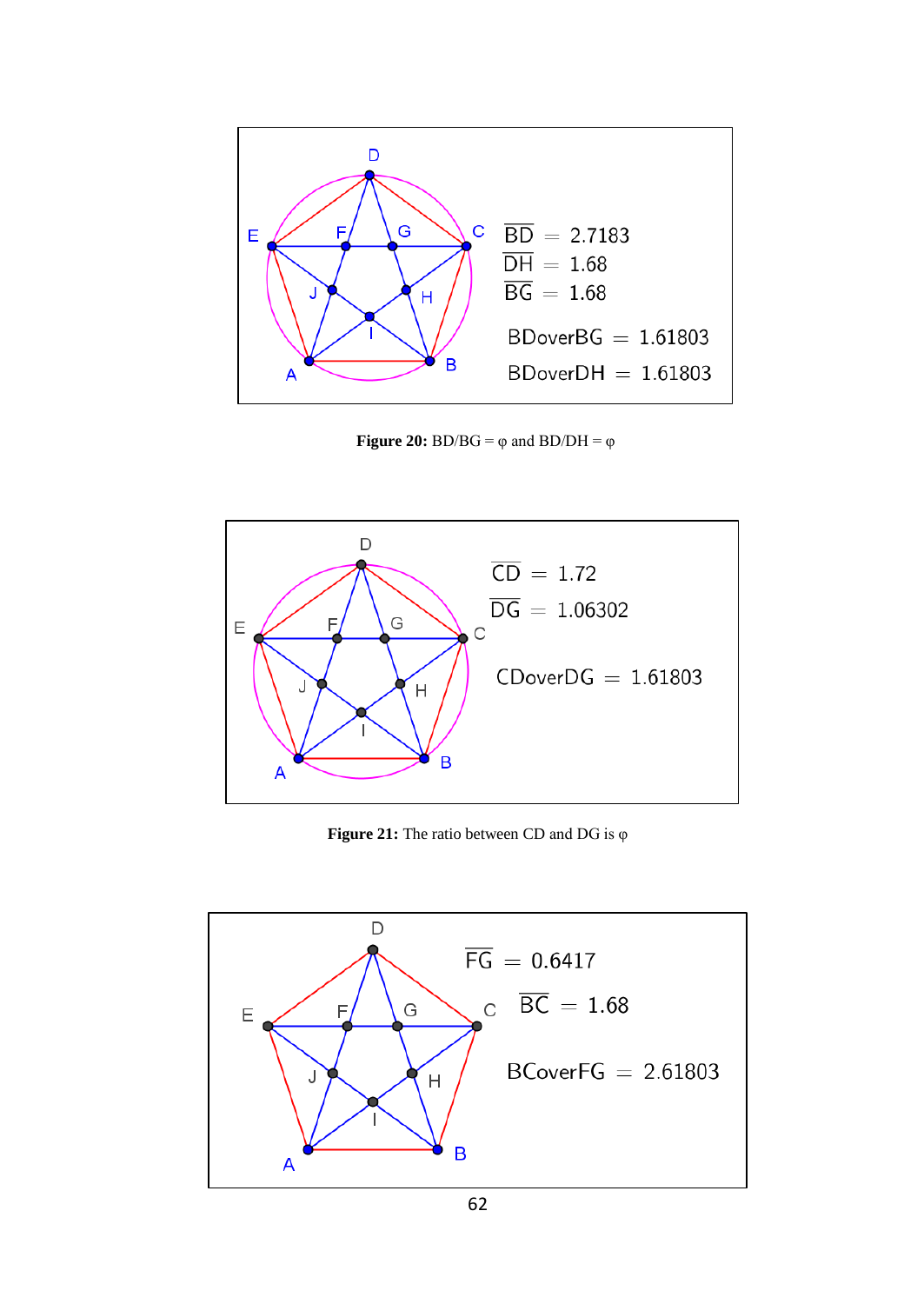**Figure 20:** BD/BG = φ and BD/DH = φ

**Figure 21:** The ratio between CD and DG is φ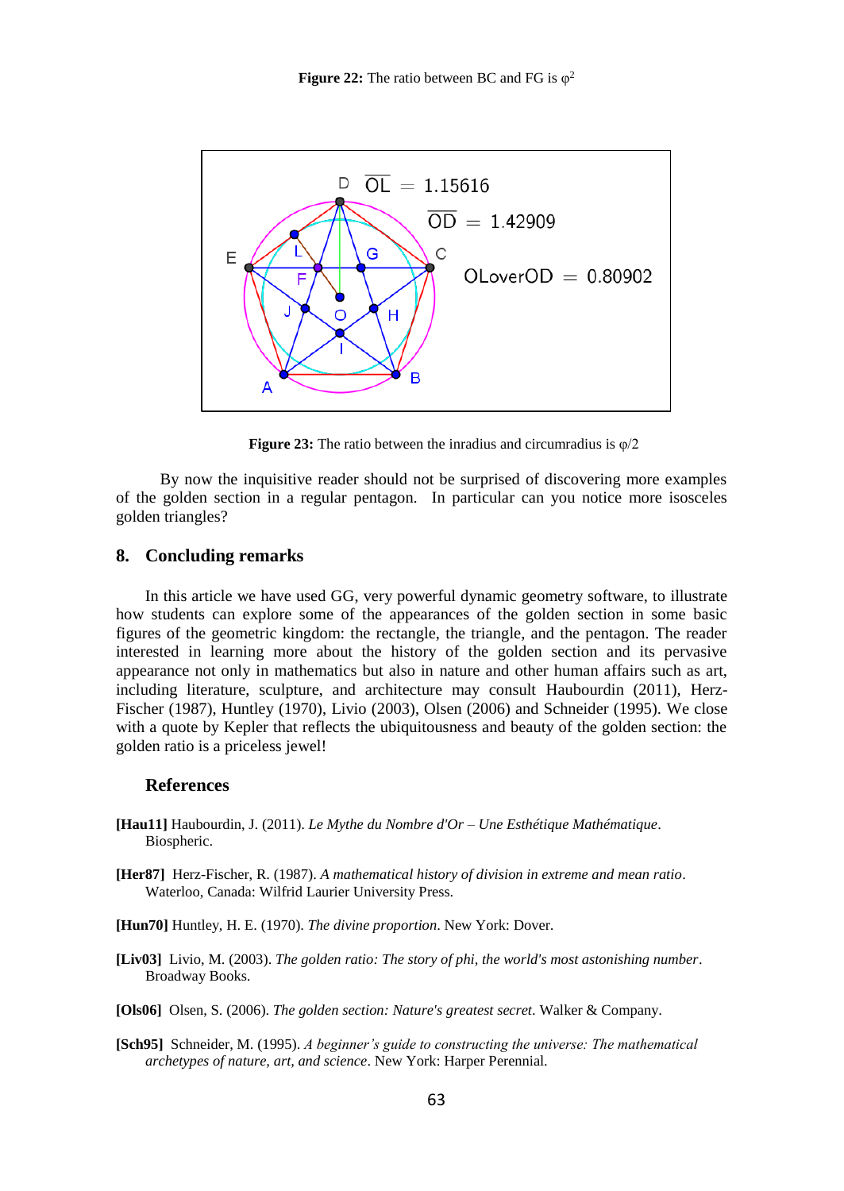**Figure 22:** The ratio between BC and FG is $\varphi^2$

D $\overline{OL} = 1.15616$

$\overline{OD} = 1.42909$

OLoverOD $= 0.80902$

E L G C F J O H I A B

**Figure 23:** The ratio between the inradius and circumradius is $\varphi/2$

By now the inquisitive reader should not be surprised of discovering more examples of the golden section in a regular pentagon. In particular can you notice more isosceles golden triangles?

## 8. Concluding remarks

In this article we have used GG, very powerful dynamic geometry software, to illustrate how students can explore some of the appearances of the golden section in some basic figures of the geometric kingdom: the rectangle, the triangle, and the pentagon. The reader interested in learning more about the history of the golden section and its pervasive appearance not only in mathematics but also in nature and other human affairs such as art, including literature, sculpture, and architecture may consult Haubourdin (2011), Herz-Fischer (1987), Huntley (1970), Livio (2003), Olsen (2006) and Schneider (1995). We close with a quote by Kepler that reflects the ubiquitousness and beauty of the golden section: the golden ratio is a priceless jewel!

### References

**[Hau11]** Haubourdin, J. (2011). *Le Mythe du Nombre d'Or – Une Esthétique Mathématique*. Biospheric.

**[Her87]** Herz-Fischer, R. (1987). *A mathematical history of division in extreme and mean ratio*. Waterloo, Canada: Wilfrid Laurier University Press.

**[Hun70]** Huntley, H. E. (1970). *The divine proportion*. New York: Dover.

**[Liv03]** Livio, M. (2003). *The golden ratio: The story of phi, the world's most astonishing number*. Broadway Books.

**[Ols06]** Olsen, S. (2006). *The golden section: Nature's greatest secret*. Walker & Company.

**[Sch95]** Schneider, M. (1995). *A beginner's guide to constructing the universe: The mathematical archetypes of nature, art, and science*. New York: Harper Perennial.